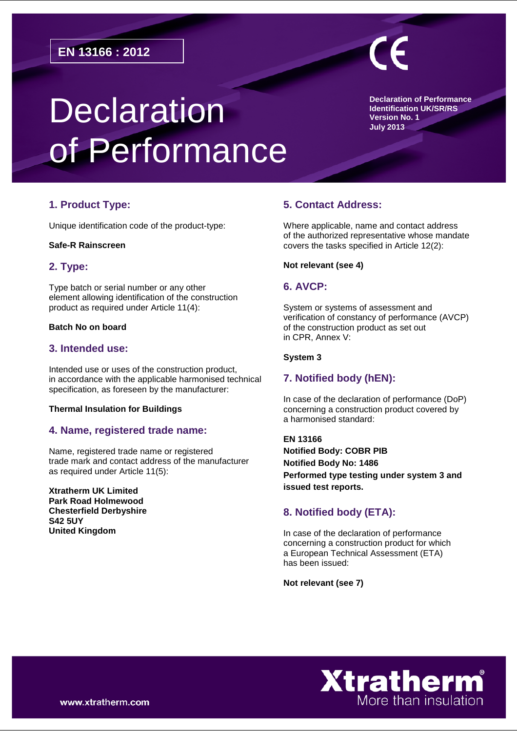**EN 13166 : 2012**

CE

# Declaration of Performance

**Declaration of Performance**
**Identification UK/SR/RS**
**Version No. 1**
**July 2013**

## 1. Product Type:

Unique identification code of the product-type:

**Safe-R Rainscreen**

## 2. Type:

Type batch or serial number or any other element allowing identification of the construction product as required under Article 11(4):

**Batch No on board**

## 3. Intended use:

Intended use or uses of the construction product, in accordance with the applicable harmonised technical specification, as foreseen by the manufacturer:

**Thermal Insulation for Buildings**

## 4. Name, registered trade name:

Name, registered trade name or registered trade mark and contact address of the manufacturer as required under Article 11(5):

**Xtratherm UK Limited**
**Park Road Holmewood**
**Chesterfield Derbyshire**
**S42 5UY**
**United Kingdom**

## 5. Contact Address:

Where applicable, name and contact address of the authorized representative whose mandate covers the tasks specified in Article 12(2):

**Not relevant (see 4)**

## 6. AVCP:

System or systems of assessment and verification of constancy of performance (AVCP) of the construction product as set out in CPR, Annex V:

**System 3**

## 7. Notified body (hEN):

In case of the declaration of performance (DoP) concerning a construction product covered by a harmonised standard:

**EN 13166**
**Notified Body: COBR PIB**
**Notified Body No: 1486**
**Performed type testing under system 3 and issued test reports.**

## 8. Notified body (ETA):

In case of the declaration of performance concerning a construction product for which a European Technical Assessment (ETA) has been issued:

**Not relevant (see 7)**

www.xtratherm.com

**Xtratherm®**
More than insulation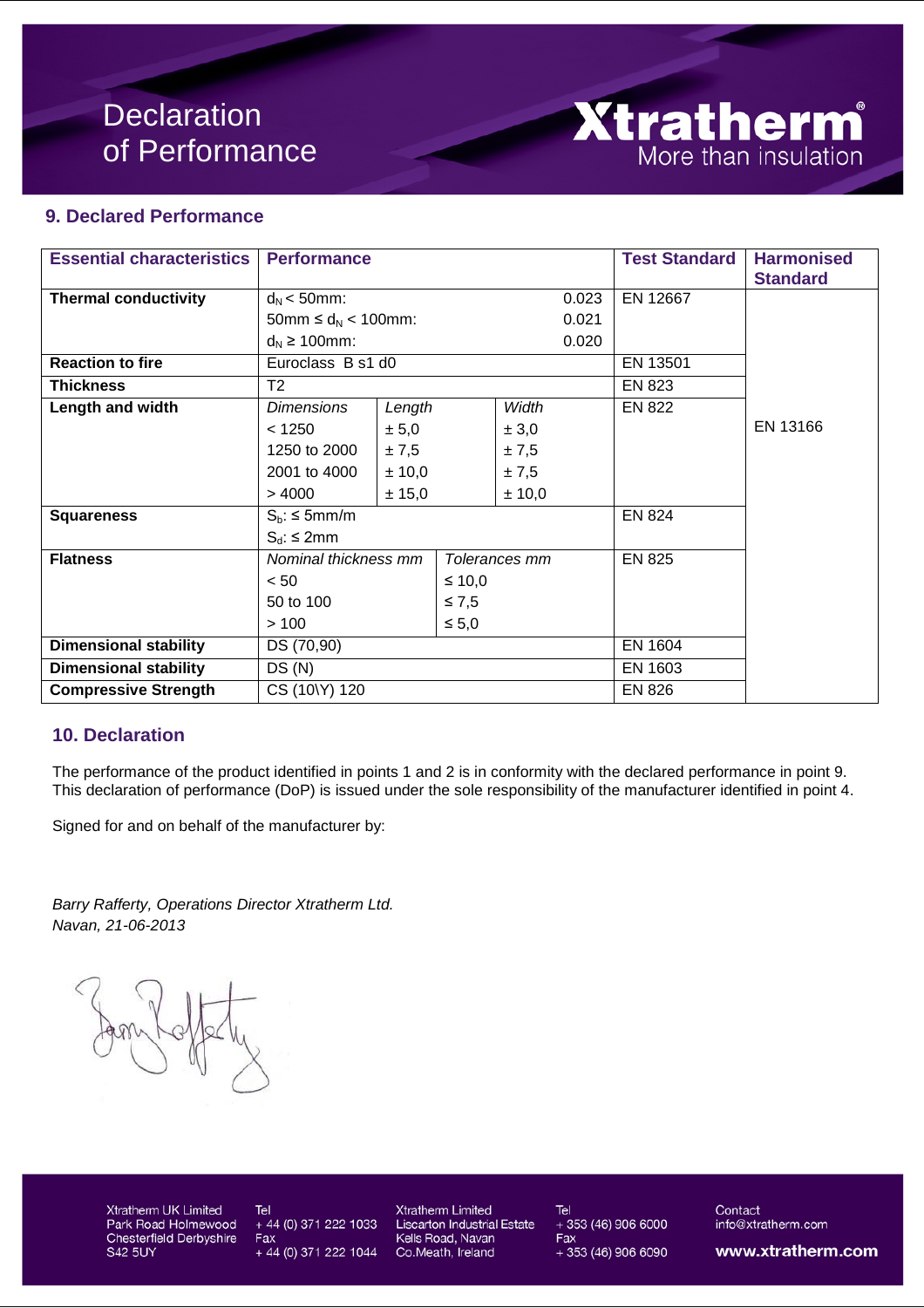# Declaration of Performance

## 9. Declared Performance

| Essential characteristics | Performance | | | Test Standard | Harmonised Standard |
|---|---|---|---|---|---|
| **Thermal conductivity** | $d_N < 50$mm: | | 0.023 | EN 12667 | EN 13166 |
| | $50\text{mm} \leq d_N < 100$mm: | | 0.021 | | |
| | $d_N \geq 100$mm: | | 0.020 | | |
| **Reaction to fire** | Euroclass B s1 d0 | | | EN 13501 | |
| **Thickness** | T2 | | | EN 823 | |
| **Length and width** | *Dimensions* | *Length* | *Width* | EN 822 | |
| | < 1250 | ± 5,0 | ± 3,0 | | |
| | 1250 to 2000 | ± 7,5 | ± 7,5 | | |
| | 2001 to 4000 | ± 10,0 | ± 7,5 | | |
| | > 4000 | ± 15,0 | ± 10,0 | | |
| **Squareness** | $S_b$: ≤ 5mm/m | | | EN 824 | |
| | $S_d$: ≤ 2mm | | | | |
| **Flatness** | *Nominal thickness mm* | *Tolerances mm* | | EN 825 | |
| | < 50 | ≤ 10,0 | | | |
| | 50 to 100 | ≤ 7,5 | | | |
| | > 100 | ≤ 5,0 | | | |
| **Dimensional stability** | DS (70,90) | | | EN 1604 | |
| **Dimensional stability** | DS (N) | | | EN 1603 | |
| **Compressive Strength** | CS (10\Y) 120 | | | EN 826 | |

## 10. Declaration

The performance of the product identified in points 1 and 2 is in conformity with the declared performance in point 9. This declaration of performance (DoP) is issued under the sole responsibility of the manufacturer identified in point 4.

Signed for and on behalf of the manufacturer by:

*Barry Rafferty, Operations Director Xtratherm Ltd.*
*Navan, 21-06-2013*